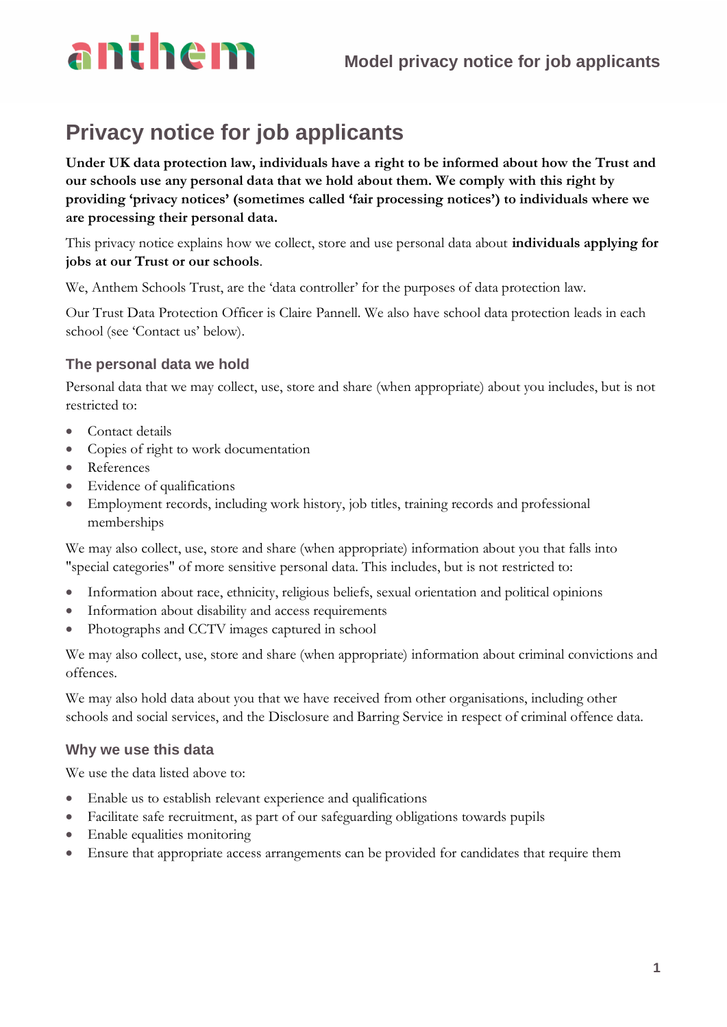# Privacy notice for job applicants

**Under UK data protection law, individuals have a right to be informed about how the Trust and our schools use any personal data that we hold about them. We comply with this right by providing 'privacy notices' (sometimes called 'fair processing notices') to individuals where we are processing their personal data.**

This privacy notice explains how we collect, store and use personal data about **individuals applying for jobs at our Trust or our schools**.

We, Anthem Schools Trust, are the 'data controller' for the purposes of data protection law.

Our Trust Data Protection Officer is Claire Pannell. We also have school data protection leads in each school (see 'Contact us' below).

## The personal data we hold

Personal data that we may collect, use, store and share (when appropriate) about you includes, but is not restricted to:

- Contact details
- Copies of right to work documentation
- References
- Evidence of qualifications
- Employment records, including work history, job titles, training records and professional memberships

We may also collect, use, store and share (when appropriate) information about you that falls into "special categories" of more sensitive personal data. This includes, but is not restricted to:

- Information about race, ethnicity, religious beliefs, sexual orientation and political opinions
- Information about disability and access requirements
- Photographs and CCTV images captured in school

We may also collect, use, store and share (when appropriate) information about criminal convictions and offences.

We may also hold data about you that we have received from other organisations, including other schools and social services, and the Disclosure and Barring Service in respect of criminal offence data.

## Why we use this data

We use the data listed above to:

- Enable us to establish relevant experience and qualifications
- Facilitate safe recruitment, as part of our safeguarding obligations towards pupils
- Enable equalities monitoring
- Ensure that appropriate access arrangements can be provided for candidates that require them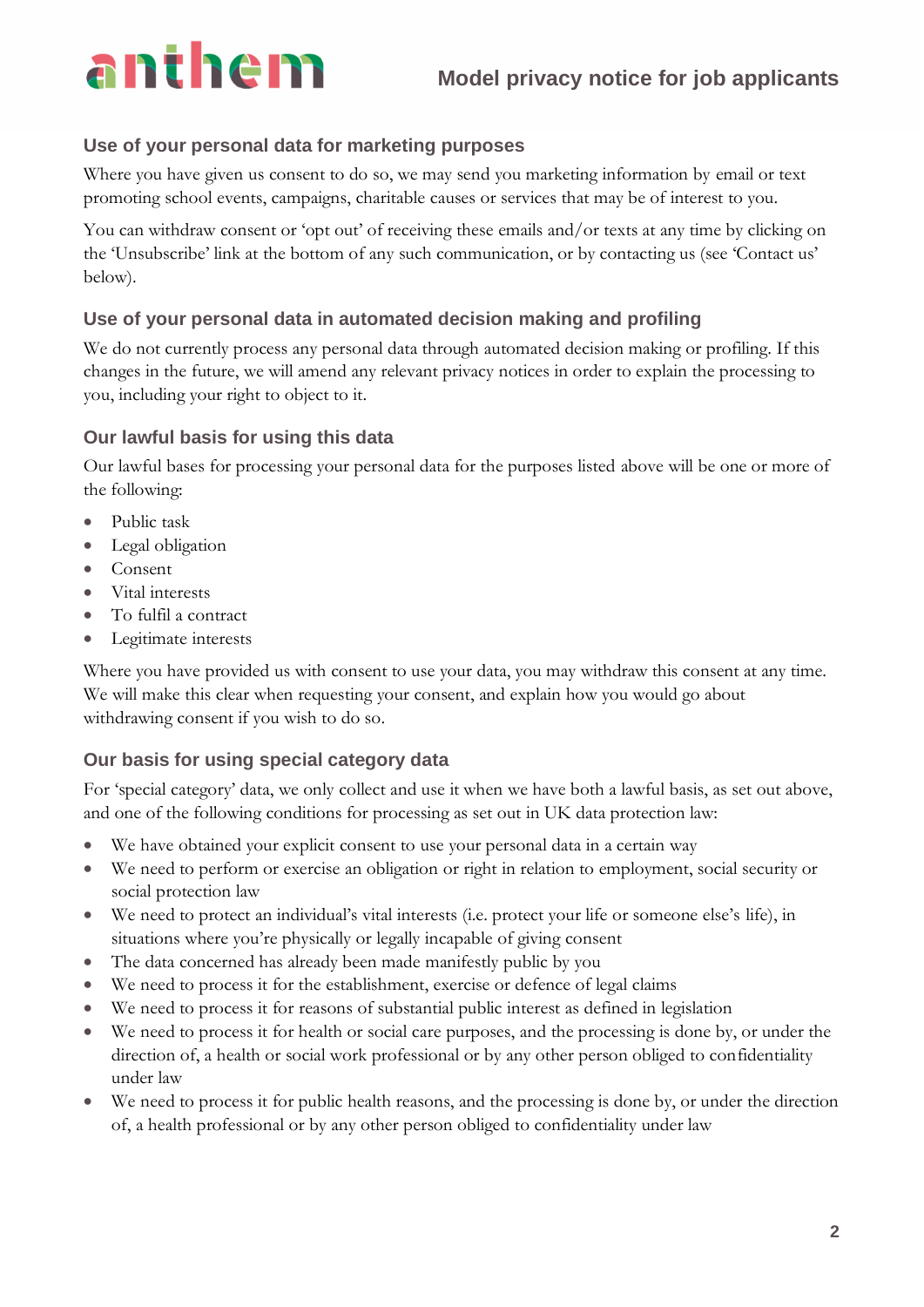## Use of your personal data for marketing purposes

Where you have given us consent to do so, we may send you marketing information by email or text promoting school events, campaigns, charitable causes or services that may be of interest to you.

You can withdraw consent or 'opt out' of receiving these emails and/or texts at any time by clicking on the 'Unsubscribe' link at the bottom of any such communication, or by contacting us (see 'Contact us' below).

## Use of your personal data in automated decision making and profiling

We do not currently process any personal data through automated decision making or profiling. If this changes in the future, we will amend any relevant privacy notices in order to explain the processing to you, including your right to object to it.

## Our lawful basis for using this data

Our lawful bases for processing your personal data for the purposes listed above will be one or more of the following:

- Public task
- Legal obligation
- Consent
- Vital interests
- To fulfil a contract
- Legitimate interests

Where you have provided us with consent to use your data, you may withdraw this consent at any time. We will make this clear when requesting your consent, and explain how you would go about withdrawing consent if you wish to do so.

## Our basis for using special category data

For 'special category' data, we only collect and use it when we have both a lawful basis, as set out above, and one of the following conditions for processing as set out in UK data protection law:

- We have obtained your explicit consent to use your personal data in a certain way
- We need to perform or exercise an obligation or right in relation to employment, social security or social protection law
- We need to protect an individual's vital interests (i.e. protect your life or someone else's life), in situations where you're physically or legally incapable of giving consent
- The data concerned has already been made manifestly public by you
- We need to process it for the establishment, exercise or defence of legal claims
- We need to process it for reasons of substantial public interest as defined in legislation
- We need to process it for health or social care purposes, and the processing is done by, or under the direction of, a health or social work professional or by any other person obliged to confidentiality under law
- We need to process it for public health reasons, and the processing is done by, or under the direction of, a health professional or by any other person obliged to confidentiality under law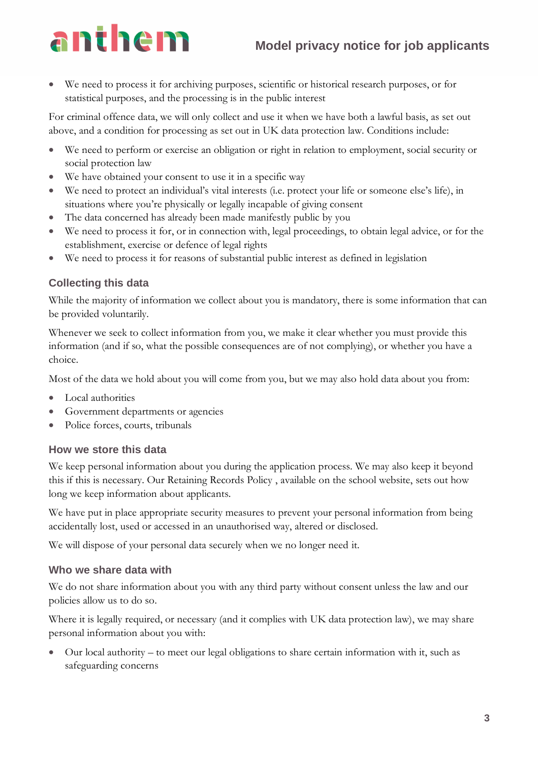- We need to process it for archiving purposes, scientific or historical research purposes, or for statistical purposes, and the processing is in the public interest

For criminal offence data, we will only collect and use it when we have both a lawful basis, as set out above, and a condition for processing as set out in UK data protection law. Conditions include:

- We need to perform or exercise an obligation or right in relation to employment, social security or social protection law
- We have obtained your consent to use it in a specific way
- We need to protect an individual's vital interests (i.e. protect your life or someone else's life), in situations where you're physically or legally incapable of giving consent
- The data concerned has already been made manifestly public by you
- We need to process it for, or in connection with, legal proceedings, to obtain legal advice, or for the establishment, exercise or defence of legal rights
- We need to process it for reasons of substantial public interest as defined in legislation

## Collecting this data

While the majority of information we collect about you is mandatory, there is some information that can be provided voluntarily.

Whenever we seek to collect information from you, we make it clear whether you must provide this information (and if so, what the possible consequences are of not complying), or whether you have a choice.

Most of the data we hold about you will come from you, but we may also hold data about you from:

- Local authorities
- Government departments or agencies
- Police forces, courts, tribunals

## How we store this data

We keep personal information about you during the application process. We may also keep it beyond this if this is necessary. Our Retaining Records Policy , available on the school website, sets out how long we keep information about applicants.

We have put in place appropriate security measures to prevent your personal information from being accidentally lost, used or accessed in an unauthorised way, altered or disclosed.

We will dispose of your personal data securely when we no longer need it.

## Who we share data with

We do not share information about you with any third party without consent unless the law and our policies allow us to do so.

Where it is legally required, or necessary (and it complies with UK data protection law), we may share personal information about you with:

- Our local authority – to meet our legal obligations to share certain information with it, such as safeguarding concerns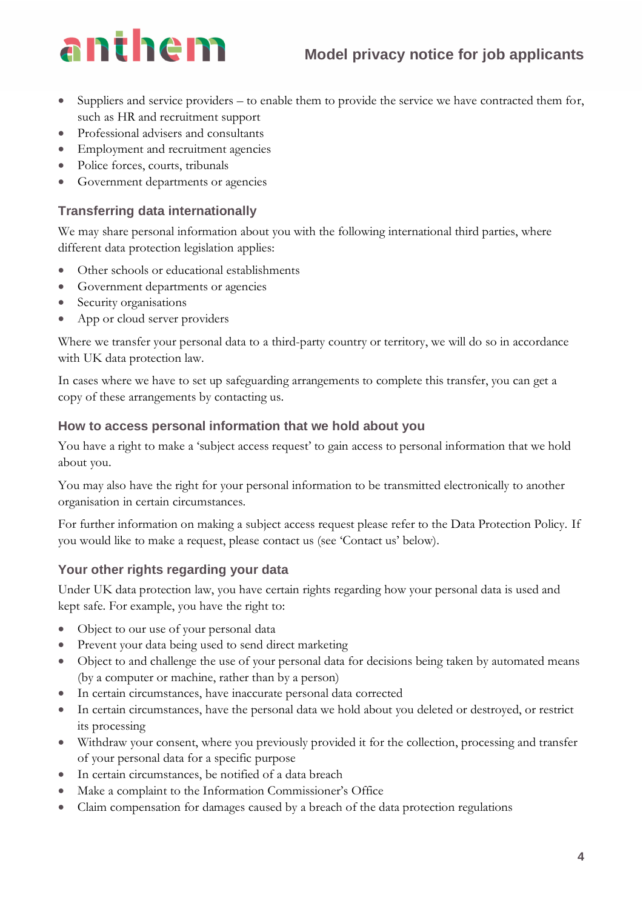- Suppliers and service providers – to enable them to provide the service we have contracted them for, such as HR and recruitment support
- Professional advisers and consultants
- Employment and recruitment agencies
- Police forces, courts, tribunals
- Government departments or agencies

### Transferring data internationally

We may share personal information about you with the following international third parties, where different data protection legislation applies:

- Other schools or educational establishments
- Government departments or agencies
- Security organisations
- App or cloud server providers

Where we transfer your personal data to a third-party country or territory, we will do so in accordance with UK data protection law.

In cases where we have to set up safeguarding arrangements to complete this transfer, you can get a copy of these arrangements by contacting us.

### How to access personal information that we hold about you

You have a right to make a 'subject access request' to gain access to personal information that we hold about you.

You may also have the right for your personal information to be transmitted electronically to another organisation in certain circumstances.

For further information on making a subject access request please refer to the Data Protection Policy. If you would like to make a request, please contact us (see 'Contact us' below).

### Your other rights regarding your data

Under UK data protection law, you have certain rights regarding how your personal data is used and kept safe. For example, you have the right to:

- Object to our use of your personal data
- Prevent your data being used to send direct marketing
- Object to and challenge the use of your personal data for decisions being taken by automated means (by a computer or machine, rather than by a person)
- In certain circumstances, have inaccurate personal data corrected
- In certain circumstances, have the personal data we hold about you deleted or destroyed, or restrict its processing
- Withdraw your consent, where you previously provided it for the collection, processing and transfer of your personal data for a specific purpose
- In certain circumstances, be notified of a data breach
- Make a complaint to the Information Commissioner's Office
- Claim compensation for damages caused by a breach of the data protection regulations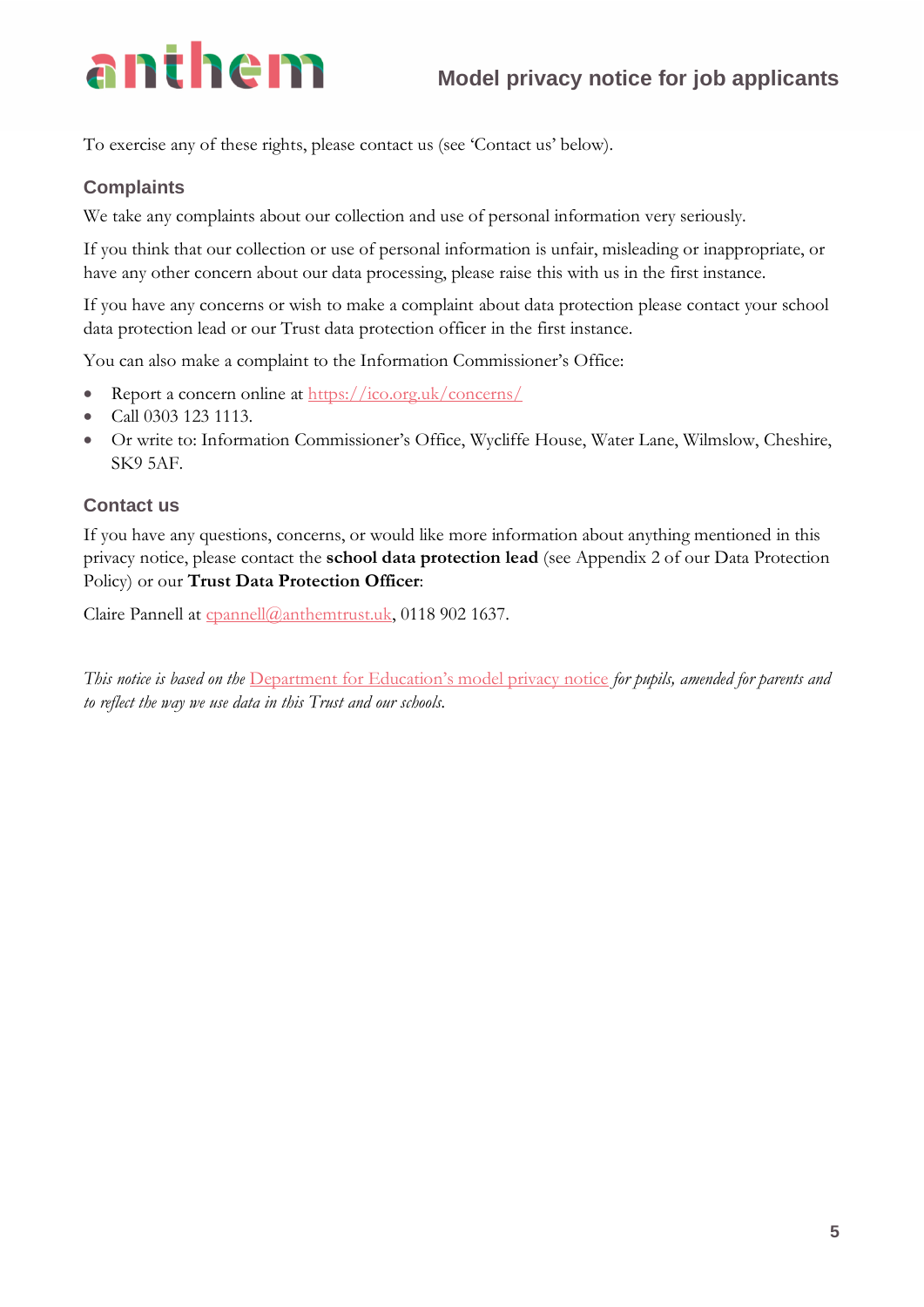To exercise any of these rights, please contact us (see 'Contact us' below).

## Complaints

We take any complaints about our collection and use of personal information very seriously.

If you think that our collection or use of personal information is unfair, misleading or inappropriate, or have any other concern about our data processing, please raise this with us in the first instance.

If you have any concerns or wish to make a complaint about data protection please contact your school data protection lead or our Trust data protection officer in the first instance.

You can also make a complaint to the Information Commissioner's Office:

- Report a concern online at https://ico.org.uk/concerns/
- Call 0303 123 1113.
- Or write to: Information Commissioner's Office, Wycliffe House, Water Lane, Wilmslow, Cheshire, SK9 5AF.

## Contact us

If you have any questions, concerns, or would like more information about anything mentioned in this privacy notice, please contact the **school data protection lead** (see Appendix 2 of our Data Protection Policy) or our **Trust Data Protection Officer**:

Claire Pannell at cpannell@anthemtrust.uk, 0118 902 1637.

*This notice is based on the Department for Education's model privacy notice for pupils, amended for parents and to reflect the way we use data in this Trust and our schools.*